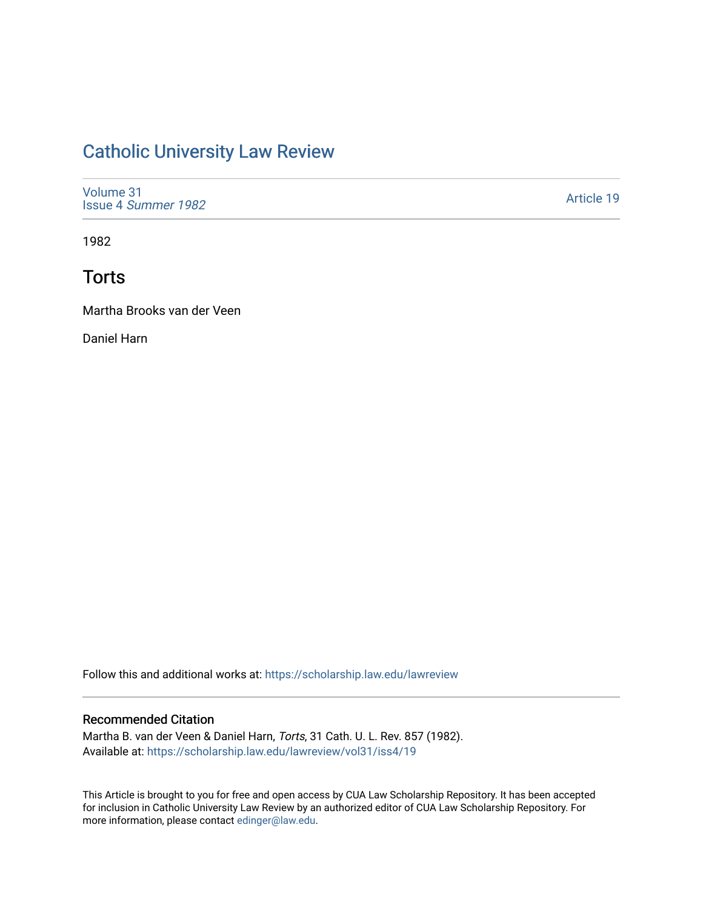# Catholic University Law Review

Volume 31
Issue 4 *Summer 1982*

Article 19

1982

## Torts

Martha Brooks van der Veen

Daniel Harn

Follow this and additional works at: https://scholarship.law.edu/lawreview

### Recommended Citation

Martha B. van der Veen & Daniel Harn, *Torts*, 31 Cath. U. L. Rev. 857 (1982).
Available at: https://scholarship.law.edu/lawreview/vol31/iss4/19

This Article is brought to you for free and open access by CUA Law Scholarship Repository. It has been accepted for inclusion in Catholic University Law Review by an authorized editor of CUA Law Scholarship Repository. For more information, please contact edinger@law.edu.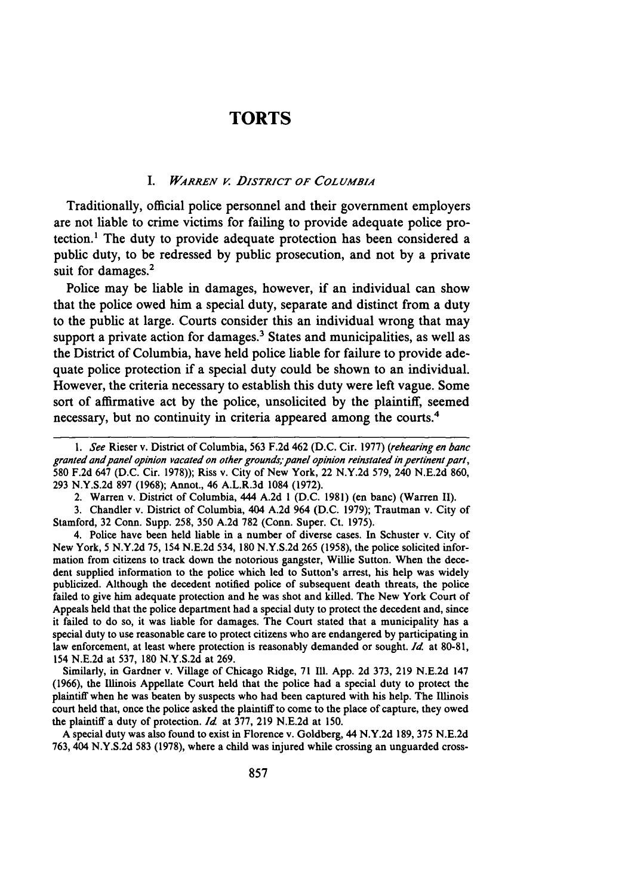# TORTS

## I. *WARREN V. DISTRICT OF COLUMBIA*

Traditionally, official police personnel and their government employers are not liable to crime victims for failing to provide adequate police protection.[1] The duty to provide adequate protection has been considered a public duty, to be redressed by public prosecution, and not by a private suit for damages.[2]

Police may be liable in damages, however, if an individual can show that the police owed him a special duty, separate and distinct from a duty to the public at large. Courts consider this an individual wrong that may support a private action for damages.[3] States and municipalities, as well as the District of Columbia, have held police liable for failure to provide adequate police protection if a special duty could be shown to an individual. However, the criteria necessary to establish this duty were left vague. Some sort of affirmative act by the police, unsolicited by the plaintiff, seemed necessary, but no continuity in criteria appeared among the courts.[4]

---

1. *See* Rieser v. District of Columbia, 563 F.2d 462 (D.C. Cir. 1977) (*rehearing en banc granted and panel opinion vacated on other grounds; panel opinion reinstated in pertinent part*, 580 F.2d 647 (D.C. Cir. 1978)); Riss v. City of New York, 22 N.Y.2d 579, 240 N.E.2d 860, 293 N.Y.S.2d 897 (1968); Annot., 46 A.L.R.3d 1084 (1972).

2. Warren v. District of Columbia, 444 A.2d 1 (D.C. 1981) (en banc) (Warren II).

3. Chandler v. District of Columbia, 404 A.2d 964 (D.C. 1979); Trautman v. City of Stamford, 32 Conn. Supp. 258, 350 A.2d 782 (Conn. Super. Ct. 1975).

4. Police have been held liable in a number of diverse cases. In Schuster v. City of New York, 5 N.Y.2d 75, 154 N.E.2d 534, 180 N.Y.S.2d 265 (1958), the police solicited information from citizens to track down the notorious gangster, Willie Sutton. When the decedent supplied information to the police which led to Sutton's arrest, his help was widely publicized. Although the decedent notified police of subsequent death threats, the police failed to give him adequate protection and he was shot and killed. The New York Court of Appeals held that the police department had a special duty to protect the decedent and, since it failed to do so, it was liable for damages. The Court stated that a municipality has a special duty to use reasonable care to protect citizens who are endangered by participating in law enforcement, at least where protection is reasonably demanded or sought. *Id.* at 80-81, 154 N.E.2d at 537, 180 N.Y.S.2d at 269.

Similarly, in Gardner v. Village of Chicago Ridge, 71 Ill. App. 2d 373, 219 N.E.2d 147 (1966), the Illinois Appellate Court held that the police had a special duty to protect the plaintiff when he was beaten by suspects who had been captured with his help. The Illinois court held that, once the police asked the plaintiff to come to the place of capture, they owed the plaintiff a duty of protection. *Id.* at 377, 219 N.E.2d at 150.

A special duty was also found to exist in Florence v. Goldberg, 44 N.Y.2d 189, 375 N.E.2d 763, 404 N.Y.S.2d 583 (1978), where a child was injured while crossing an unguarded cross-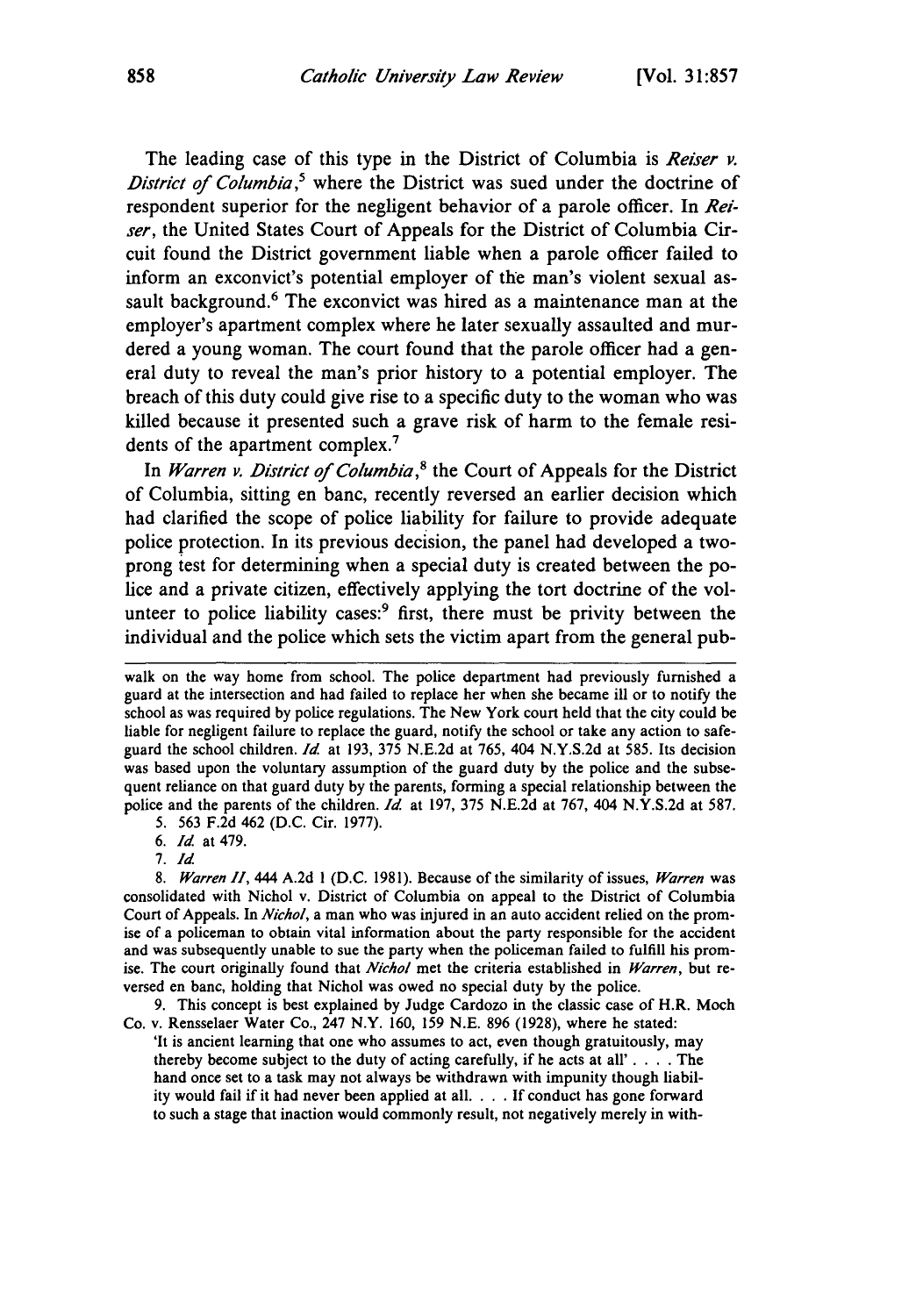The leading case of this type in the District of Columbia is *Reiser v. District of Columbia*,[5] where the District was sued under the doctrine of respondent superior for the negligent behavior of a parole officer. In *Reiser*, the United States Court of Appeals for the District of Columbia Circuit found the District government liable when a parole officer failed to inform an exconvict's potential employer of the man's violent sexual assault background.[6] The exconvict was hired as a maintenance man at the employer's apartment complex where he later sexually assaulted and murdered a young woman. The court found that the parole officer had a general duty to reveal the man's prior history to a potential employer. The breach of this duty could give rise to a specific duty to the woman who was killed because it presented such a grave risk of harm to the female residents of the apartment complex.[7]

In *Warren v. District of Columbia*,[8] the Court of Appeals for the District of Columbia, sitting en banc, recently reversed an earlier decision which had clarified the scope of police liability for failure to provide adequate police protection. In its previous decision, the panel had developed a two-prong test for determining when a special duty is created between the police and a private citizen, effectively applying the tort doctrine of the volunteer to police liability cases:[9] first, there must be privity between the individual and the police which sets the victim apart from the general pub-

---

walk on the way home from school. The police department had previously furnished a guard at the intersection and had failed to replace her when she became ill or to notify the school as was required by police regulations. The New York court held that the city could be liable for negligent failure to replace the guard, notify the school or take any action to safeguard the school children. *Id.* at 193, 375 N.E.2d at 765, 404 N.Y.S.2d at 585. Its decision was based upon the voluntary assumption of the guard duty by the police and the subsequent reliance on that guard duty by the parents, forming a special relationship between the police and the parents of the children. *Id.* at 197, 375 N.E.2d at 767, 404 N.Y.S.2d at 587.

5. 563 F.2d 462 (D.C. Cir. 1977).

6. *Id.* at 479.

7. *Id.*

8. *Warren II*, 444 A.2d 1 (D.C. 1981). Because of the similarity of issues, *Warren* was consolidated with Nichol v. District of Columbia on appeal to the District of Columbia Court of Appeals. In *Nichol*, a man who was injured in an auto accident relied on the promise of a policeman to obtain vital information about the party responsible for the accident and was subsequently unable to sue the party when the policeman failed to fulfill his promise. The court originally found that *Nichol* met the criteria established in *Warren*, but reversed en banc, holding that Nichol was owed no special duty by the police.

9. This concept is best explained by Judge Cardozo in the classic case of H.R. Moch Co. v. Rensselaer Water Co., 247 N.Y. 160, 159 N.E. 896 (1928), where he stated:

> 'It is ancient learning that one who assumes to act, even though gratuitously, may thereby become subject to the duty of acting carefully, if he acts at all' . . . . The hand once set to a task may not always be withdrawn with impunity though liability would fail if it had never been applied at all. . . . If conduct has gone forward to such a stage that inaction would commonly result, not negatively merely in with-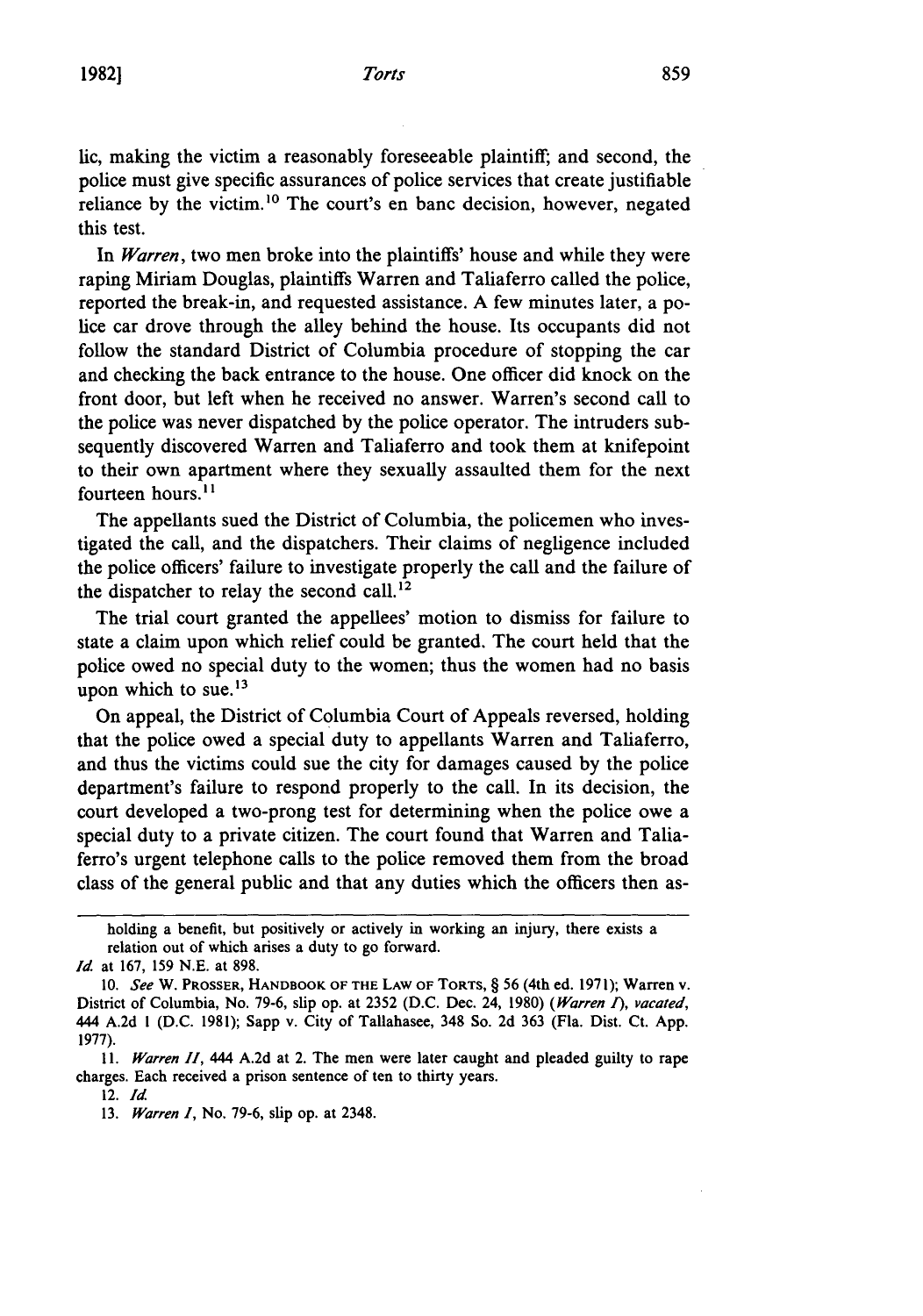lic, making the victim a reasonably foreseeable plaintiff; and second, the police must give specific assurances of police services that create justifiable reliance by the victim.[10] The court's en banc decision, however, negated this test.

In *Warren*, two men broke into the plaintiffs' house and while they were raping Miriam Douglas, plaintiffs Warren and Taliaferro called the police, reported the break-in, and requested assistance. A few minutes later, a police car drove through the alley behind the house. Its occupants did not follow the standard District of Columbia procedure of stopping the car and checking the back entrance to the house. One officer did knock on the front door, but left when he received no answer. Warren's second call to the police was never dispatched by the police operator. The intruders subsequently discovered Warren and Taliaferro and took them at knifepoint to their own apartment where they sexually assaulted them for the next fourteen hours.[11]

The appellants sued the District of Columbia, the policemen who investigated the call, and the dispatchers. Their claims of negligence included the police officers' failure to investigate properly the call and the failure of the dispatcher to relay the second call.[12]

The trial court granted the appellees' motion to dismiss for failure to state a claim upon which relief could be granted. The court held that the police owed no special duty to the women; thus the women had no basis upon which to sue.[13]

On appeal, the District of Columbia Court of Appeals reversed, holding that the police owed a special duty to appellants Warren and Taliaferro, and thus the victims could sue the city for damages caused by the police department's failure to respond properly to the call. In its decision, the court developed a two-prong test for determining when the police owe a special duty to a private citizen. The court found that Warren and Taliaferro's urgent telephone calls to the police removed them from the broad class of the general public and that any duties which the officers then as-

---

holding a benefit, but positively or actively in working an injury, there exists a relation out of which arises a duty to go forward.

*Id.* at 167, 159 N.E. at 898.

10. *See* W. PROSSER, HANDBOOK OF THE LAW OF TORTS, § 56 (4th ed. 1971); Warren v. District of Columbia, No. 79-6, slip op. at 2352 (D.C. Dec. 24, 1980) (*Warren I*), *vacated*, 444 A.2d 1 (D.C. 1981); Sapp v. City of Tallahasee, 348 So. 2d 363 (Fla. Dist. Ct. App. 1977).

11. *Warren II*, 444 A.2d at 2. The men were later caught and pleaded guilty to rape charges. Each received a prison sentence of ten to thirty years.

12. *Id.*

13. *Warren I*, No. 79-6, slip op. at 2348.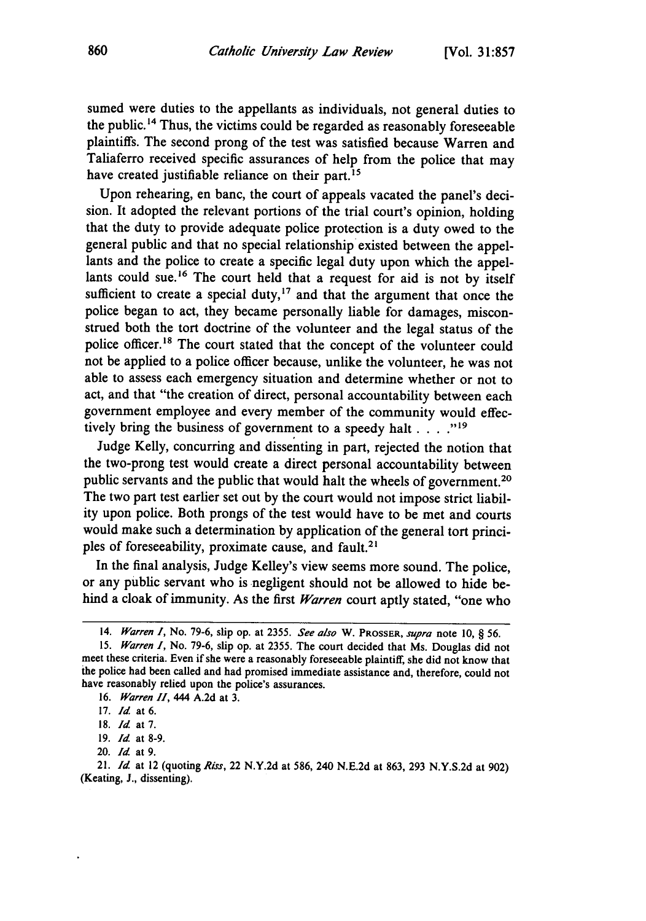sumed were duties to the appellants as individuals, not general duties to the public.[14] Thus, the victims could be regarded as reasonably foreseeable plaintiffs. The second prong of the test was satisfied because Warren and Taliaferro received specific assurances of help from the police that may have created justifiable reliance on their part.[15]

Upon rehearing, en banc, the court of appeals vacated the panel's decision. It adopted the relevant portions of the trial court's opinion, holding that the duty to provide adequate police protection is a duty owed to the general public and that no special relationship existed between the appellants and the police to create a specific legal duty upon which the appellants could sue.[16] The court held that a request for aid is not by itself sufficient to create a special duty,[17] and that the argument that once the police began to act, they became personally liable for damages, misconstrued both the tort doctrine of the volunteer and the legal status of the police officer.[18] The court stated that the concept of the volunteer could not be applied to a police officer because, unlike the volunteer, he was not able to assess each emergency situation and determine whether or not to act, and that "the creation of direct, personal accountability between each government employee and every member of the community would effectively bring the business of government to a speedy halt . . . ."[19]

Judge Kelly, concurring and dissenting in part, rejected the notion that the two-prong test would create a direct personal accountability between public servants and the public that would halt the wheels of government.[20] The two part test earlier set out by the court would not impose strict liability upon police. Both prongs of the test would have to be met and courts would make such a determination by application of the general tort principles of foreseeability, proximate cause, and fault.[21]

In the final analysis, Judge Kelley's view seems more sound. The police, or any public servant who is negligent should not be allowed to hide behind a cloak of immunity. As the first *Warren* court aptly stated, "one who

---

14. *Warren I*, No. 79-6, slip op. at 2355. *See also* W. PROSSER, *supra* note 10, § 56.

15. *Warren I*, No. 79-6, slip op. at 2355. The court decided that Ms. Douglas did not meet these criteria. Even if she were a reasonably foreseeable plaintiff, she did not know that the police had been called and had promised immediate assistance and, therefore, could not have reasonably relied upon the police's assurances.

16. *Warren II*, 444 A.2d at 3.

17. *Id.* at 6.

18. *Id.* at 7.

19. *Id.* at 8-9.

20. *Id.* at 9.

21. *Id.* at 12 (quoting *Riss*, 22 N.Y.2d at 586, 240 N.E.2d at 863, 293 N.Y.S.2d at 902) (Keating, J., dissenting).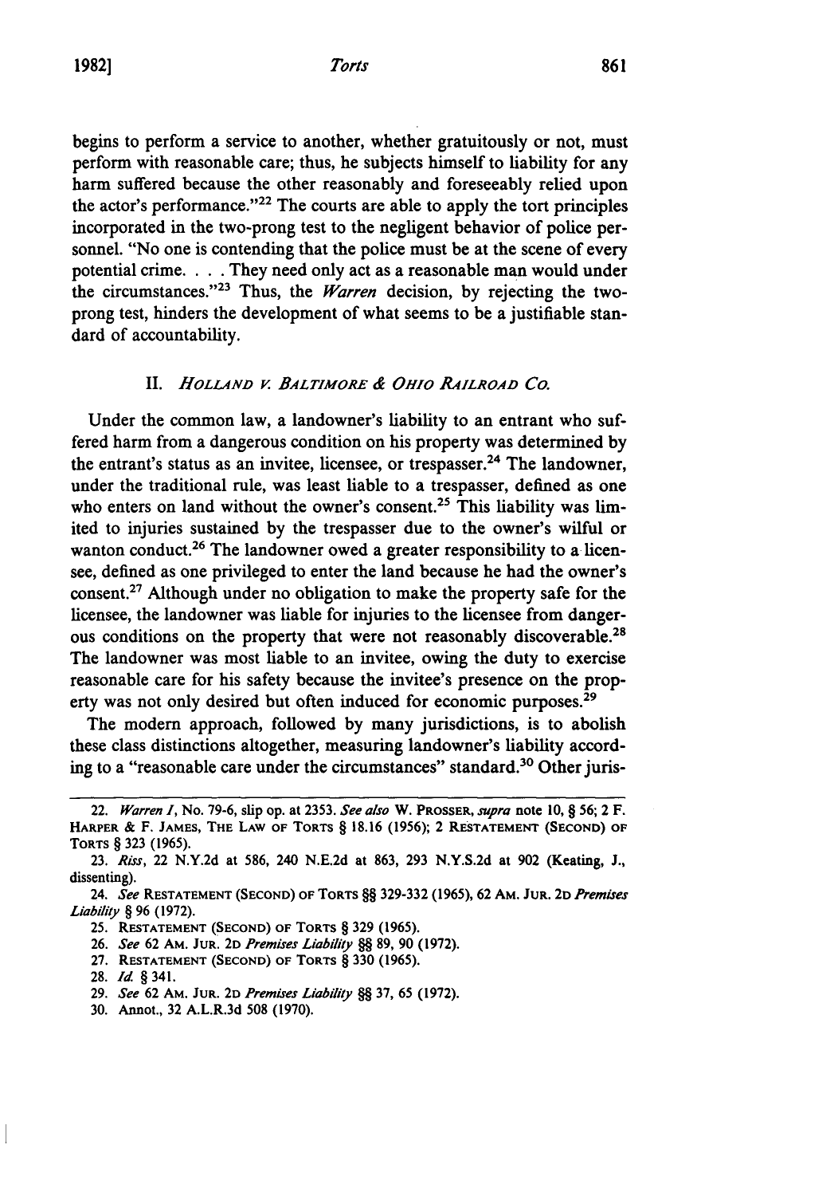begins to perform a service to another, whether gratuitously or not, must perform with reasonable care; thus, he subjects himself to liability for any harm suffered because the other reasonably and foreseeably relied upon the actor's performance."[22] The courts are able to apply the tort principles incorporated in the two-prong test to the negligent behavior of police personnel. "No one is contending that the police must be at the scene of every potential crime. . . . They need only act as a reasonable man would under the circumstances."[23] Thus, the *Warren* decision, by rejecting the two-prong test, hinders the development of what seems to be a justifiable standard of accountability.

## II. *Holland v. Baltimore & Ohio Railroad Co.*

Under the common law, a landowner's liability to an entrant who suffered harm from a dangerous condition on his property was determined by the entrant's status as an invitee, licensee, or trespasser.[24] The landowner, under the traditional rule, was least liable to a trespasser, defined as one who enters on land without the owner's consent.[25] This liability was limited to injuries sustained by the trespasser due to the owner's wilful or wanton conduct.[26] The landowner owed a greater responsibility to a licensee, defined as one privileged to enter the land because he had the owner's consent.[27] Although under no obligation to make the property safe for the licensee, the landowner was liable for injuries to the licensee from dangerous conditions on the property that were not reasonably discoverable.[28] The landowner was most liable to an invitee, owing the duty to exercise reasonable care for his safety because the invitee's presence on the property was not only desired but often induced for economic purposes.[29]

The modern approach, followed by many jurisdictions, is to abolish these class distinctions altogether, measuring landowner's liability according to a "reasonable care under the circumstances" standard.[30] Other juris-

---

22. *Warren I*, No. 79-6, slip op. at 2353. *See also* W. Prosser, *supra* note 10, § 56; 2 F. Harper & F. James, The Law of Torts § 18.16 (1956); 2 Restatement (Second) of Torts § 323 (1965).

23. *Riss*, 22 N.Y.2d at 586, 240 N.E.2d at 863, 293 N.Y.S.2d at 902 (Keating, J., dissenting).

24. *See* Restatement (Second) of Torts §§ 329-332 (1965), 62 Am. Jur. 2d *Premises Liability* § 96 (1972).

25. Restatement (Second) of Torts § 329 (1965).

26. *See* 62 Am. Jur. 2d *Premises Liability* §§ 89, 90 (1972).

27. Restatement (Second) of Torts § 330 (1965).

28. *Id.* § 341.

29. *See* 62 Am. Jur. 2d *Premises Liability* §§ 37, 65 (1972).

30. Annot., 32 A.L.R.3d 508 (1970).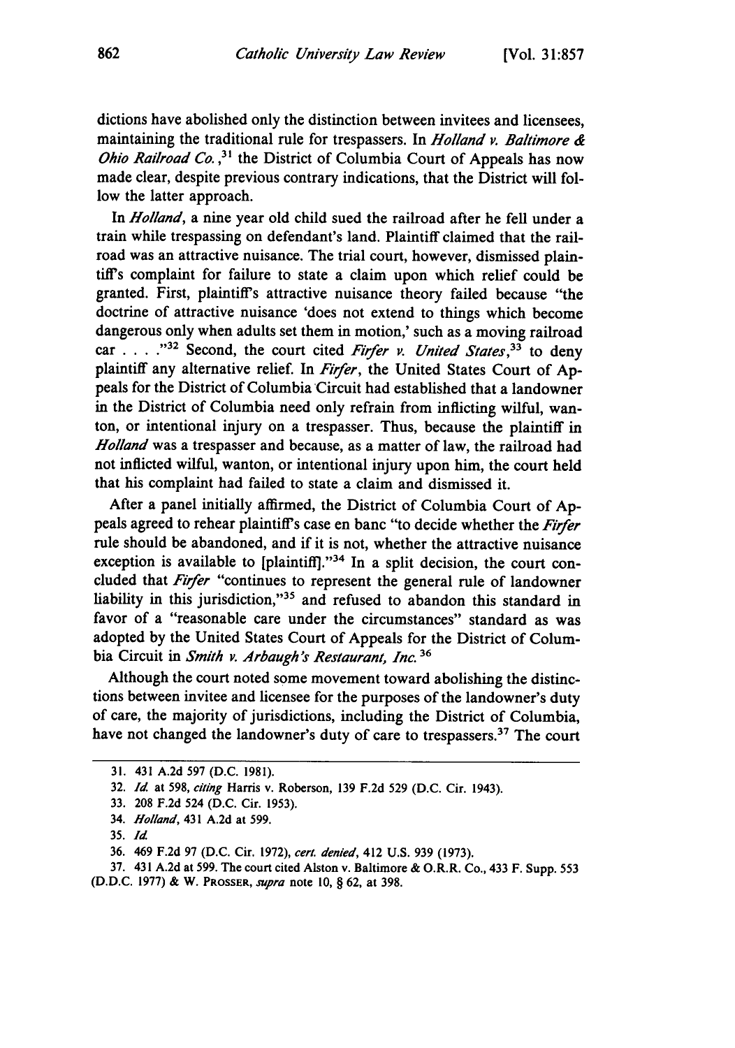dictions have abolished only the distinction between invitees and licensees, maintaining the traditional rule for trespassers. In *Holland v. Baltimore & Ohio Railroad Co.*,[31] the District of Columbia Court of Appeals has now made clear, despite previous contrary indications, that the District will follow the latter approach.

In *Holland*, a nine year old child sued the railroad after he fell under a train while trespassing on defendant's land. Plaintiff claimed that the railroad was an attractive nuisance. The trial court, however, dismissed plaintiff's complaint for failure to state a claim upon which relief could be granted. First, plaintiff's attractive nuisance theory failed because "the doctrine of attractive nuisance 'does not extend to things which become dangerous only when adults set them in motion,' such as a moving railroad car . . . ."[32] Second, the court cited *Firfer v. United States*,[33] to deny plaintiff any alternative relief. In *Firfer*, the United States Court of Appeals for the District of Columbia Circuit had established that a landowner in the District of Columbia need only refrain from inflicting wilful, wanton, or intentional injury on a trespasser. Thus, because the plaintiff in *Holland* was a trespasser and because, as a matter of law, the railroad had not inflicted wilful, wanton, or intentional injury upon him, the court held that his complaint had failed to state a claim and dismissed it.

After a panel initially affirmed, the District of Columbia Court of Appeals agreed to rehear plaintiff's case en banc "to decide whether the *Firfer* rule should be abandoned, and if it is not, whether the attractive nuisance exception is available to [plaintiff]."[34] In a split decision, the court concluded that *Firfer* "continues to represent the general rule of landowner liability in this jurisdiction,"[35] and refused to abandon this standard in favor of a "reasonable care under the circumstances" standard as was adopted by the United States Court of Appeals for the District of Columbia Circuit in *Smith v. Arbaugh's Restaurant, Inc.*[36]

Although the court noted some movement toward abolishing the distinctions between invitee and licensee for the purposes of the landowner's duty of care, the majority of jurisdictions, including the District of Columbia, have not changed the landowner's duty of care to trespassers.[37] The court

---

31. 431 A.2d 597 (D.C. 1981).

32. *Id.* at 598, *citing* Harris v. Roberson, 139 F.2d 529 (D.C. Cir. 1943).

33. 208 F.2d 524 (D.C. Cir. 1953).

34. *Holland*, 431 A.2d at 599.

35. *Id.*

36. 469 F.2d 97 (D.C. Cir. 1972), *cert. denied*, 412 U.S. 939 (1973).

37. 431 A.2d at 599. The court cited Alston v. Baltimore & O.R.R. Co., 433 F. Supp. 553 (D.D.C. 1977) & W. PROSSER, *supra* note 10, § 62, at 398.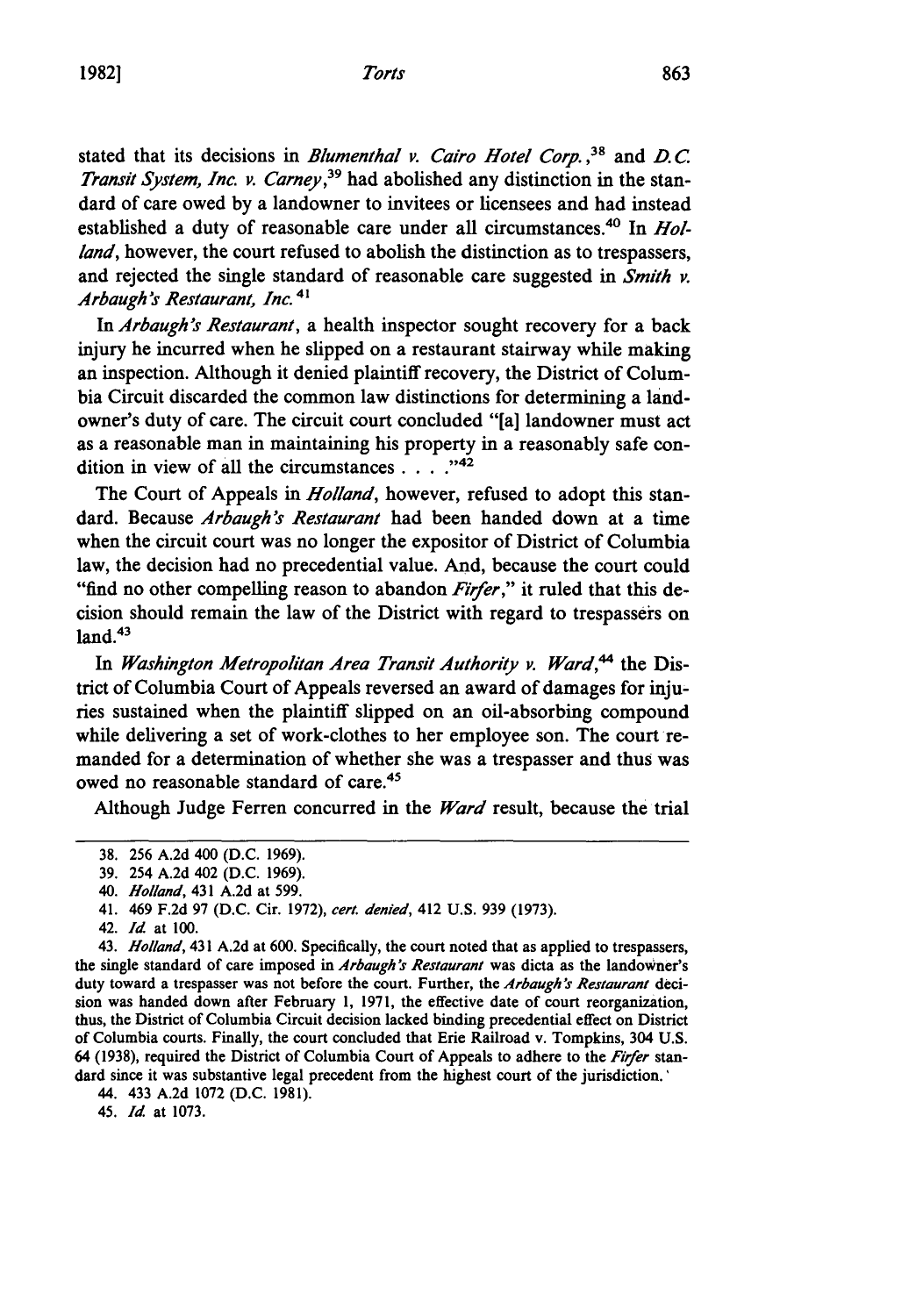stated that its decisions in *Blumenthal v. Cairo Hotel Corp.*,[38] and *D.C. Transit System, Inc. v. Carney*,[39] had abolished any distinction in the standard of care owed by a landowner to invitees or licensees and had instead established a duty of reasonable care under all circumstances.[40] In *Holland*, however, the court refused to abolish the distinction as to trespassers, and rejected the single standard of reasonable care suggested in *Smith v. Arbaugh's Restaurant, Inc.*[41]

In *Arbaugh's Restaurant*, a health inspector sought recovery for a back injury he incurred when he slipped on a restaurant stairway while making an inspection. Although it denied plaintiff recovery, the District of Columbia Circuit discarded the common law distinctions for determining a landowner's duty of care. The circuit court concluded "[a] landowner must act as a reasonable man in maintaining his property in a reasonably safe condition in view of all the circumstances . . . ."[42]

The Court of Appeals in *Holland*, however, refused to adopt this standard. Because *Arbaugh's Restaurant* had been handed down at a time when the circuit court was no longer the expositor of District of Columbia law, the decision had no precedential value. And, because the court could "find no other compelling reason to abandon *Firfer*," it ruled that this decision should remain the law of the District with regard to trespassers on land.[43]

In *Washington Metropolitan Area Transit Authority v. Ward*,[44] the District of Columbia Court of Appeals reversed an award of damages for injuries sustained when the plaintiff slipped on an oil-absorbing compound while delivering a set of work-clothes to her employee son. The court remanded for a determination of whether she was a trespasser and thus was owed no reasonable standard of care.[45]

Although Judge Ferren concurred in the *Ward* result, because the trial

---

38. 256 A.2d 400 (D.C. 1969).

39. 254 A.2d 402 (D.C. 1969).

40. *Holland*, 431 A.2d at 599.

41. 469 F.2d 97 (D.C. Cir. 1972), *cert. denied*, 412 U.S. 939 (1973).

42. *Id.* at 100.

43. *Holland*, 431 A.2d at 600. Specifically, the court noted that as applied to trespassers, the single standard of care imposed in *Arbaugh's Restaurant* was dicta as the landowner's duty toward a trespasser was not before the court. Further, the *Arbaugh's Restaurant* decision was handed down after February 1, 1971, the effective date of court reorganization, thus, the District of Columbia Circuit decision lacked binding precedential effect on District of Columbia courts. Finally, the court concluded that Erie Railroad v. Tompkins, 304 U.S. 64 (1938), required the District of Columbia Court of Appeals to adhere to the *Firfer* standard since it was substantive legal precedent from the highest court of the jurisdiction.

44. 433 A.2d 1072 (D.C. 1981).

45. *Id.* at 1073.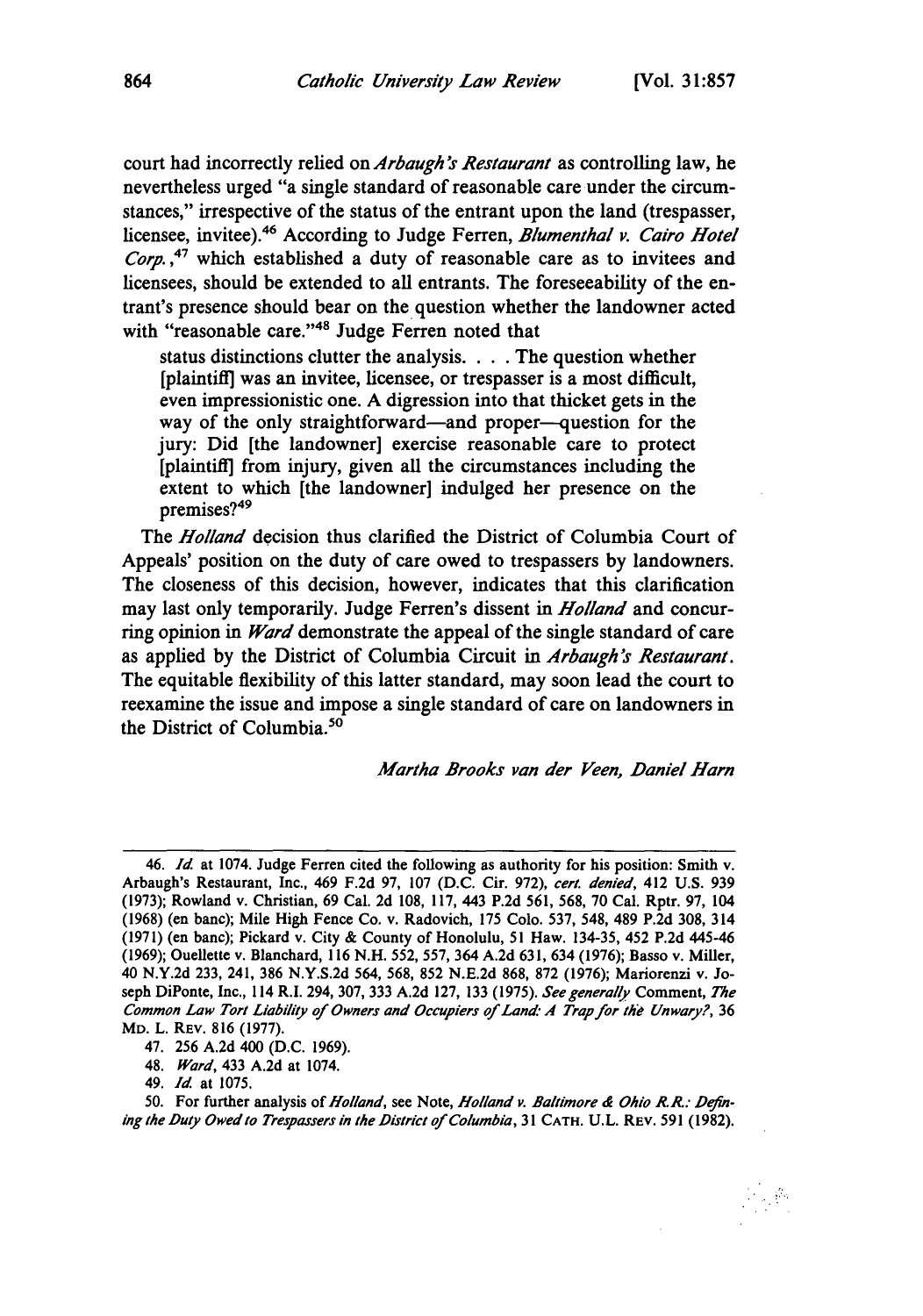court had incorrectly relied on *Arbaugh's Restaurant* as controlling law, he nevertheless urged "a single standard of reasonable care under the circumstances," irrespective of the status of the entrant upon the land (trespasser, licensee, invitee).[46] According to Judge Ferren, *Blumenthal v. Cairo Hotel Corp.*,[47] which established a duty of reasonable care as to invitees and licensees, should be extended to all entrants. The foreseeability of the entrant's presence should bear on the question whether the landowner acted with "reasonable care."[48] Judge Ferren noted that

> status distinctions clutter the analysis. . . . The question whether [plaintiff] was an invitee, licensee, or trespasser is a most difficult, even impressionistic one. A digression into that thicket gets in the way of the only straightforward—and proper—question for the jury: Did [the landowner] exercise reasonable care to protect [plaintiff] from injury, given all the circumstances including the extent to which [the landowner] indulged her presence on the premises?[49]

The *Holland* decision thus clarified the District of Columbia Court of Appeals' position on the duty of care owed to trespassers by landowners. The closeness of this decision, however, indicates that this clarification may last only temporarily. Judge Ferren's dissent in *Holland* and concurring opinion in *Ward* demonstrate the appeal of the single standard of care as applied by the District of Columbia Circuit in *Arbaugh's Restaurant*. The equitable flexibility of this latter standard, may soon lead the court to reexamine the issue and impose a single standard of care on landowners in the District of Columbia.[50]

*Martha Brooks van der Veen, Daniel Harn*

---

46. *Id.* at 1074. Judge Ferren cited the following as authority for his position: Smith v. Arbaugh's Restaurant, Inc., 469 F.2d 97, 107 (D.C. Cir. 972), *cert. denied*, 412 U.S. 939 (1973); Rowland v. Christian, 69 Cal. 2d 108, 117, 443 P.2d 561, 568, 70 Cal. Rptr. 97, 104 (1968) (en banc); Mile High Fence Co. v. Radovich, 175 Colo. 537, 548, 489 P.2d 308, 314 (1971) (en banc); Pickard v. City & County of Honolulu, 51 Haw. 134-35, 452 P.2d 445-46 (1969); Ouellette v. Blanchard, 116 N.H. 552, 557, 364 A.2d 631, 634 (1976); Basso v. Miller, 40 N.Y.2d 233, 241, 386 N.Y.S.2d 564, 568, 852 N.E.2d 868, 872 (1976); Mariorenzi v. Joseph DiPonte, Inc., 114 R.I. 294, 307, 333 A.2d 127, 133 (1975). *See generally* Comment, *The Common Law Tort Liability of Owners and Occupiers of Land: A Trap for the Unwary?*, 36 MD. L. REV. 816 (1977).

47. 256 A.2d 400 (D.C. 1969).

48. *Ward*, 433 A.2d at 1074.

49. *Id.* at 1075.

50. For further analysis of *Holland*, see Note, *Holland v. Baltimore & Ohio R.R.: Defining the Duty Owed to Trespassers in the District of Columbia*, 31 CATH. U.L. REV. 591 (1982).